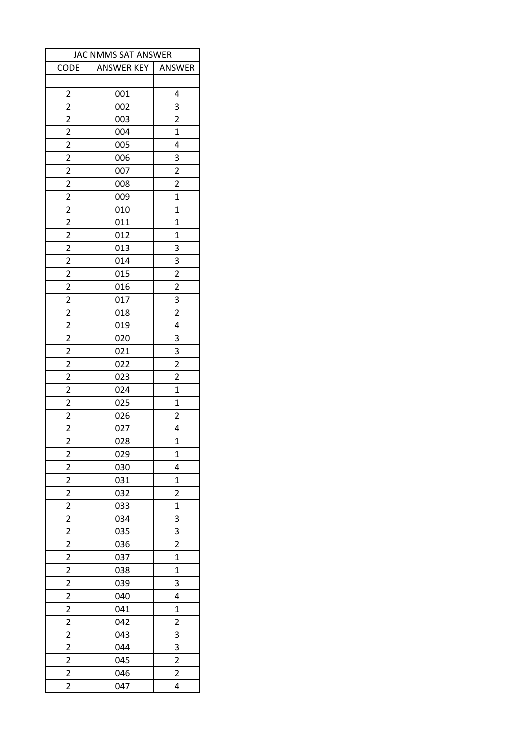| JAC NMMS SAT ANSWER | | |
|---|---|---|
| CODE | ANSWER KEY | ANSWER |
| | | |
| 2 | 001 | 4 |
| 2 | 002 | 3 |
| 2 | 003 | 2 |
| 2 | 004 | 1 |
| 2 | 005 | 4 |
| 2 | 006 | 3 |
| 2 | 007 | 2 |
| 2 | 008 | 2 |
| 2 | 009 | 1 |
| 2 | 010 | 1 |
| 2 | 011 | 1 |
| 2 | 012 | 1 |
| 2 | 013 | 3 |
| 2 | 014 | 3 |
| 2 | 015 | 2 |
| 2 | 016 | 2 |
| 2 | 017 | 3 |
| 2 | 018 | 2 |
| 2 | 019 | 4 |
| 2 | 020 | 3 |
| 2 | 021 | 3 |
| 2 | 022 | 2 |
| 2 | 023 | 2 |
| 2 | 024 | 1 |
| 2 | 025 | 1 |
| 2 | 026 | 2 |
| 2 | 027 | 4 |
| 2 | 028 | 1 |
| 2 | 029 | 1 |
| 2 | 030 | 4 |
| 2 | 031 | 1 |
| 2 | 032 | 2 |
| 2 | 033 | 1 |
| 2 | 034 | 3 |
| 2 | 035 | 3 |
| 2 | 036 | 2 |
| 2 | 037 | 1 |
| 2 | 038 | 1 |
| 2 | 039 | 3 |
| 2 | 040 | 4 |
| 2 | 041 | 1 |
| 2 | 042 | 2 |
| 2 | 043 | 3 |
| 2 | 044 | 3 |
| 2 | 045 | 2 |
| 2 | 046 | 2 |
| 2 | 047 | 4 |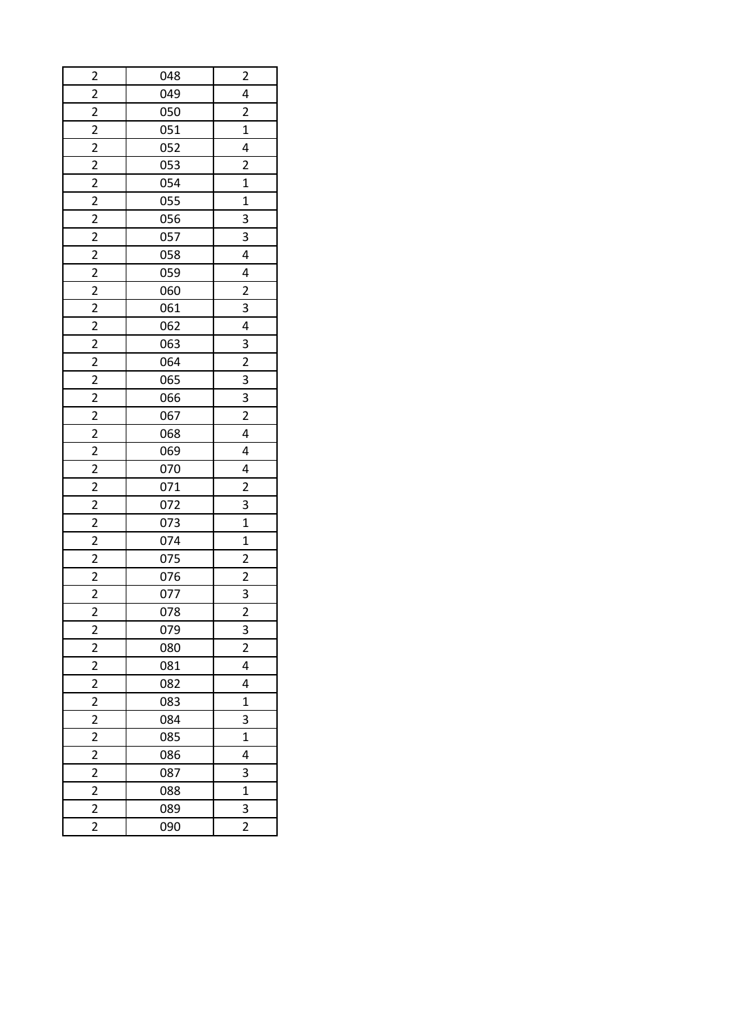| | | |
|---|---|---|
| 2 | 048 | 2 |
| 2 | 049 | 4 |
| 2 | 050 | 2 |
| 2 | 051 | 1 |
| 2 | 052 | 4 |
| 2 | 053 | 2 |
| 2 | 054 | 1 |
| 2 | 055 | 1 |
| 2 | 056 | 3 |
| 2 | 057 | 3 |
| 2 | 058 | 4 |
| 2 | 059 | 4 |
| 2 | 060 | 2 |
| 2 | 061 | 3 |
| 2 | 062 | 4 |
| 2 | 063 | 3 |
| 2 | 064 | 2 |
| 2 | 065 | 3 |
| 2 | 066 | 3 |
| 2 | 067 | 2 |
| 2 | 068 | 4 |
| 2 | 069 | 4 |
| 2 | 070 | 4 |
| 2 | 071 | 2 |
| 2 | 072 | 3 |
| 2 | 073 | 1 |
| 2 | 074 | 1 |
| 2 | 075 | 2 |
| 2 | 076 | 2 |
| 2 | 077 | 3 |
| 2 | 078 | 2 |
| 2 | 079 | 3 |
| 2 | 080 | 2 |
| 2 | 081 | 4 |
| 2 | 082 | 4 |
| 2 | 083 | 1 |
| 2 | 084 | 3 |
| 2 | 085 | 1 |
| 2 | 086 | 4 |
| 2 | 087 | 3 |
| 2 | 088 | 1 |
| 2 | 089 | 3 |
| 2 | 090 | 2 |